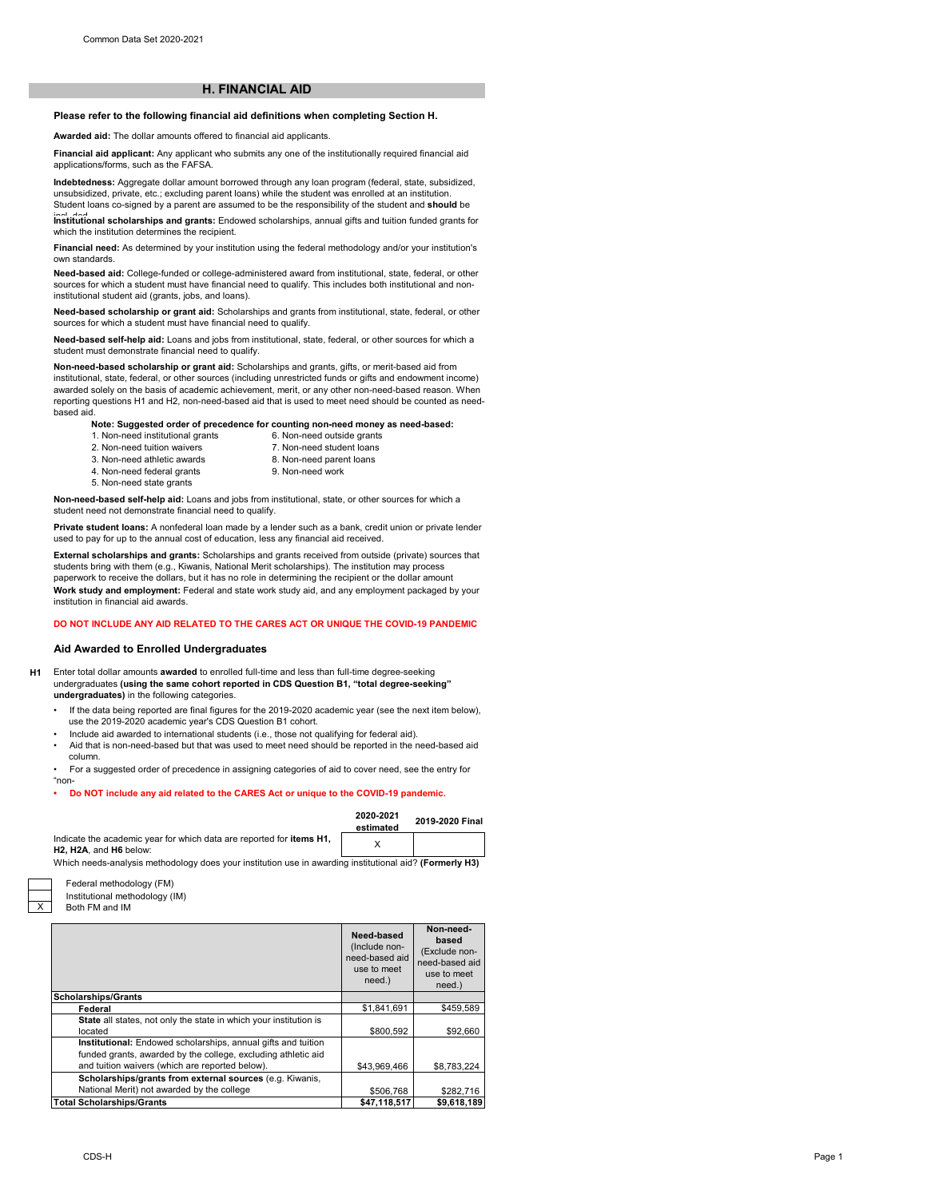## H. FINANCIAL AID

**Please refer to the following financial aid definitions when completing Section H.**

**Awarded aid:** The dollar amounts offered to financial aid applicants.

**Financial aid applicant:** Any applicant who submits any one of the institutionally required financial aid applications/forms, such as the FAFSA.

**Indebtedness:** Aggregate dollar amount borrowed through any loan program (federal, state, subsidized, unsubsidized, private, etc.; excluding parent loans) while the student was enrolled at an institution. Student loans co-signed by a parent are assumed to be the responsibility of the student and **should** be included.

**Institutional scholarships and grants:** Endowed scholarships, annual gifts and tuition funded grants for which the institution determines the recipient.

**Financial need:** As determined by your institution using the federal methodology and/or your institution's own standards.

**Need-based aid:** College-funded or college-administered award from institutional, state, federal, or other sources for which a student must have financial need to qualify. This includes both institutional and non-institutional student aid (grants, jobs, and loans).

**Need-based scholarship or grant aid:** Scholarships and grants from institutional, state, federal, or other sources for which a student must have financial need to qualify.

**Need-based self-help aid:** Loans and jobs from institutional, state, federal, or other sources for which a student must demonstrate financial need to qualify.

**Non-need-based scholarship or grant aid:** Scholarships and grants, gifts, or merit-based aid from institutional, state, federal, or other sources (including unrestricted funds or gifts and endowment income) awarded solely on the basis of academic achievement, merit, or any other non-need-based reason. When reporting questions H1 and H2, non-need-based aid that is used to meet need should be counted as need-based aid.

**Note: Suggested order of precedence for counting non-need money as need-based:**

1. Non-need institutional grants
2. Non-need tuition waivers
3. Non-need athletic awards
4. Non-need federal grants
5. Non-need state grants
6. Non-need outside grants
7. Non-need student loans
8. Non-need parent loans
9. Non-need work

**Non-need-based self-help aid:** Loans and jobs from institutional, state, or other sources for which a student need not demonstrate financial need to qualify.

**Private student loans:** A nonfederal loan made by a lender such as a bank, credit union or private lender used to pay for up to the annual cost of education, less any financial aid received.

**External scholarships and grants:** Scholarships and grants received from outside (private) sources that students bring with them (e.g., Kiwanis, National Merit scholarships). The institution may process paperwork to receive the dollars, but it has no role in determining the recipient or the dollar amount

**Work study and employment:** Federal and state work study aid, and any employment packaged by your institution in financial aid awards.

**DO NOT INCLUDE ANY AID RELATED TO THE CARES ACT OR UNIQUE THE COVID-19 PANDEMIC**

### Aid Awarded to Enrolled Undergraduates

**H1** Enter total dollar amounts **awarded** to enrolled full-time and less than full-time degree-seeking undergraduates **(using the same cohort reported in CDS Question B1, "total degree-seeking" undergraduates)** in the following categories.

- If the data being reported are final figures for the 2019-2020 academic year (see the next item below), use the 2019-2020 academic year's CDS Question B1 cohort.
- Include aid awarded to international students (i.e., those not qualifying for federal aid).
- Aid that is non-need-based but that was used to meet need should be reported in the need-based aid column.
- For a suggested order of precedence in assigning categories of aid to cover need, see the entry for "non-
- **Do NOT include any aid related to the CARES Act or unique to the COVID-19 pandemic.**

| | 2020-2021 estimated | 2019-2020 Final |
|---|---|---|
| Indicate the academic year for which data are reported for **items H1, H2, H2A**, and **H6** below: | X | |

Which needs-analysis methodology does your institution use in awarding institutional aid? **(Formerly H3)**

| | |
|---|---|
| | Federal methodology (FM) |
| | Institutional methodology (IM) |
| X | Both FM and IM |

| | Need-based (Include non-need-based aid use to meet need.) | Non-need-based (Exclude non-need-based aid use to meet need.) |
|---|---|---|
| **Scholarships/Grants** | | |
| **Federal** | $1,841,691 | $459,589 |
| **State** all states, not only the state in which your institution is located | $800,592 | $92,660 |
| **Institutional:** Endowed scholarships, annual gifts and tuition funded grants, awarded by the college, excluding athletic aid and tuition waivers (which are reported below). | $43,969,466 | $8,783,224 |
| **Scholarships/grants from external sources** (e.g. Kiwanis, National Merit) not awarded by the college | $506,768 | $282,716 |
| **Total Scholarships/Grants** | **$47,118,517** | **$9,618,189** |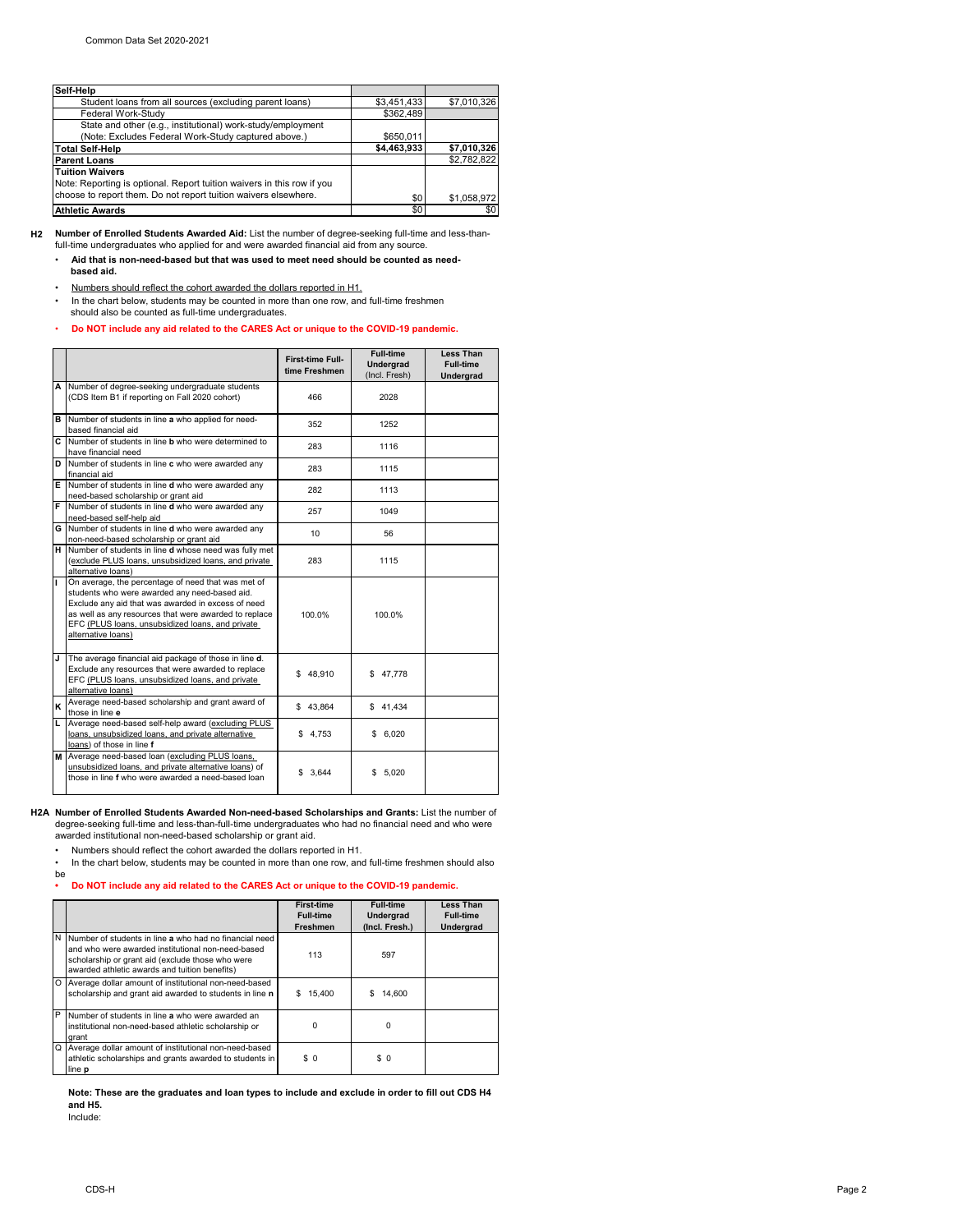| Self-Help | | |
|---|---|---|
| Student loans from all sources (excluding parent loans) | $3,451,433 | $7,010,326 |
| Federal Work-Study | $362,489 | |
| State and other (e.g., institutional) work-study/employment (Note: Excludes Federal Work-Study captured above.) | $650,011 | |
| **Total Self-Help** | **$4,463,933** | **$7,010,326** |
| **Parent Loans** | | $2,782,822 |
| **Tuition Waivers** Note: Reporting is optional. Report tuition waivers in this row if you choose to report them. Do not report tuition waivers elsewhere. | $0 | $1,058,972 |
| **Athletic Awards** | $0 | $0 |

**H2 Number of Enrolled Students Awarded Aid:** List the number of degree-seeking full-time and less-than-full-time undergraduates who applied for and were awarded financial aid from any source.

- **Aid that is non-need-based but that was used to meet need should be counted as need-based aid.**
- Numbers should reflect the cohort awarded the dollars reported in H1.
- In the chart below, students may be counted in more than one row, and full-time freshmen should also be counted as full-time undergraduates.
- **Do NOT include any aid related to the CARES Act or unique to the COVID-19 pandemic.**

| | | First-time Full-time Freshmen | Full-time Undergrad (Incl. Fresh) | Less Than Full-time Undergrad |
|---|---|---|---|---|
| A | Number of degree-seeking undergraduate students (CDS Item B1 if reporting on Fall 2020 cohort) | 466 | 2028 | |
| B | Number of students in line **a** who applied for need-based financial aid | 352 | 1252 | |
| C | Number of students in line **b** who were determined to have financial need | 283 | 1116 | |
| D | Number of students in line **c** who were awarded any financial aid | 283 | 1115 | |
| E | Number of students in line **d** who were awarded any need-based scholarship or grant aid | 282 | 1113 | |
| F | Number of students in line **d** who were awarded any need-based self-help aid | 257 | 1049 | |
| G | Number of students in line **d** who were awarded any non-need-based scholarship or grant aid | 10 | 56 | |
| H | Number of students in line **d** whose need was fully met (exclude PLUS loans, unsubsidized loans, and private alternative loans) | 283 | 1115 | |
| I | On average, the percentage of need that was met of students who were awarded any need-based aid. Exclude any aid that was awarded in excess of need as well as any resources that were awarded to replace EFC (PLUS loans, unsubsidized loans, and private alternative loans) | 100.0% | 100.0% | |
| J | The average financial aid package of those in line **d**. Exclude any resources that were awarded to replace EFC (PLUS loans, unsubsidized loans, and private alternative loans) | $ 48,910 | $ 47,778 | |
| K | Average need-based scholarship and grant award of those in line **e** | $ 43,864 | $ 41,434 | |
| L | Average need-based self-help award (excluding PLUS loans, unsubsidized loans, and private alternative loans) of those in line **f** | $ 4,753 | $ 6,020 | |
| M | Average need-based loan (excluding PLUS loans, unsubsidized loans, and private alternative loans) of those in line **f** who were awarded a need-based loan | $ 3,644 | $ 5,020 | |

**H2A Number of Enrolled Students Awarded Non-need-based Scholarships and Grants:** List the number of degree-seeking full-time and less-than-full-time undergraduates who had no financial need and who were awarded institutional non-need-based scholarship or grant aid.

- Numbers should reflect the cohort awarded the dollars reported in H1.
- In the chart below, students may be counted in more than one row, and full-time freshmen should also be
- **Do NOT include any aid related to the CARES Act or unique to the COVID-19 pandemic.**

| | | First-time Full-time Freshmen | Full-time Undergrad (Incl. Fresh.) | Less Than Full-time Undergrad |
|---|---|---|---|---|
| N | Number of students in line **a** who had no financial need and who were awarded institutional non-need-based scholarship or grant aid (exclude those who were awarded athletic awards and tuition benefits) | 113 | 597 | |
| O | Average dollar amount of institutional non-need-based scholarship and grant aid awarded to students in line **n** | $ 15,400 | $ 14,600 | |
| P | Number of students in line **a** who were awarded an institutional non-need-based athletic scholarship or grant | 0 | 0 | |
| Q | Average dollar amount of institutional non-need-based athletic scholarships and grants awarded to students in line **p** | $ 0 | $ 0 | |

**Note: These are the graduates and loan types to include and exclude in order to fill out CDS H4 and H5.**

Include: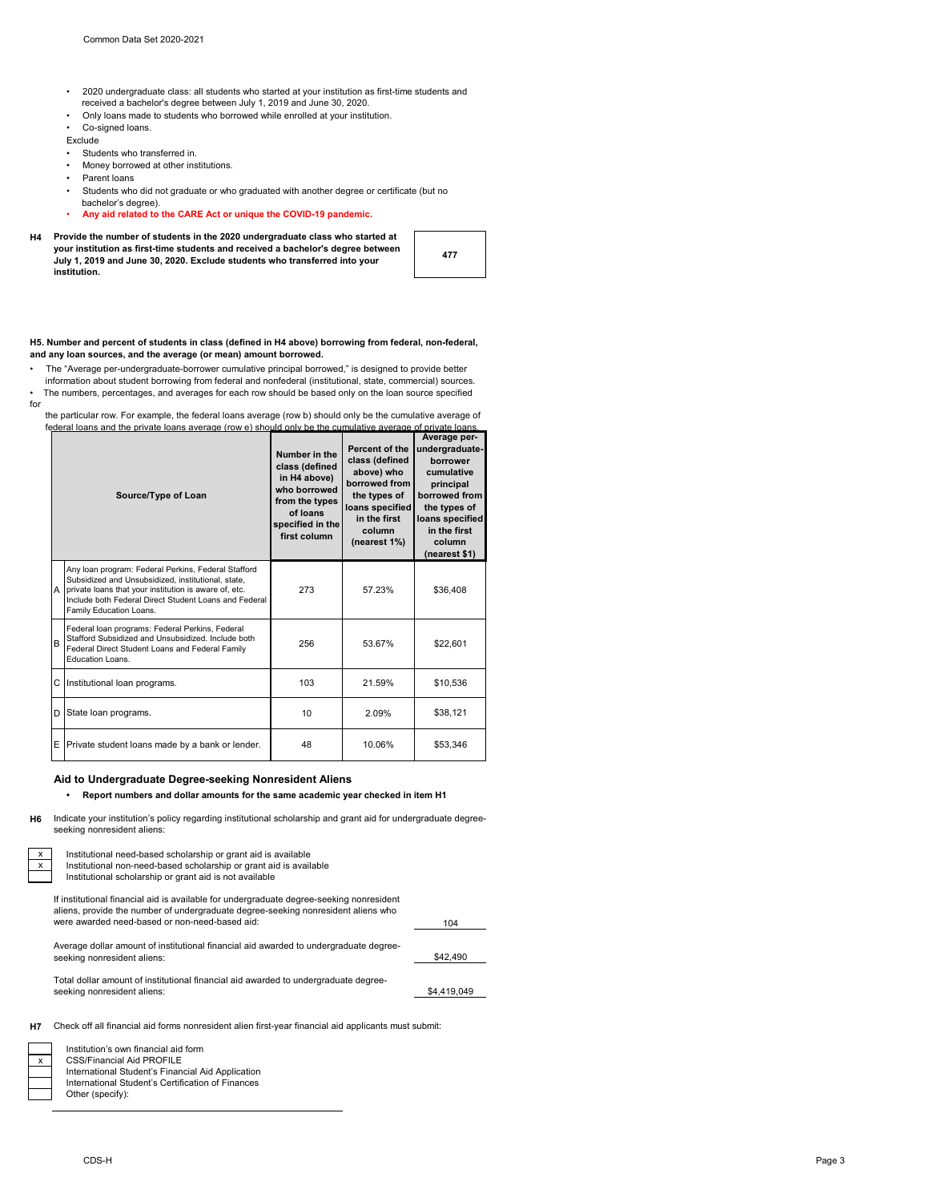- 2020 undergraduate class: all students who started at your institution as first-time students and received a bachelor's degree between July 1, 2019 and June 30, 2020.
- Only loans made to students who borrowed while enrolled at your institution.
- Co-signed loans.

Exclude

- Students who transferred in.
- Money borrowed at other institutions.
- Parent loans
- Students who did not graduate or who graduated with another degree or certificate (but no bachelor's degree).
- **Any aid related to the CARE Act or unique the COVID-19 pandemic.**

**H4 Provide the number of students in the 2020 undergraduate class who started at your institution as first-time students and received a bachelor's degree between July 1, 2019 and June 30, 2020. Exclude students who transferred into your institution.**

**477**

**H5. Number and percent of students in class (defined in H4 above) borrowing from federal, non-federal, and any loan sources, and the average (or mean) amount borrowed.**

- The "Average per-undergraduate-borrower cumulative principal borrowed," is designed to provide better information about student borrowing from federal and nonfederal (institutional, state, commercial) sources.
- The numbers, percentages, and averages for each row should be based only on the loan source specified for the particular row. For example, the federal loans average (row b) should only be the cumulative average of federal loans and the private loans average (row e) should only be the cumulative average of private loans.

| | Source/Type of Loan | Number in the class (defined in H4 above) who borrowed from the types of loans specified in the first column | Percent of the class (defined above) who borrowed from the types of loans specified in the first column (nearest 1%) | Average per-undergraduate-borrower cumulative principal borrowed from the types of loans specified in the first column (nearest $1) |
|---|---|---|---|---|
| A | Any loan program: Federal Perkins, Federal Stafford Subsidized and Unsubsidized, institutional, state, private loans that your institution is aware of, etc. Include both Federal Direct Student Loans and Federal Family Education Loans. | 273 | 57.23% | $36,408 |
| B | Federal loan programs: Federal Perkins, Federal Stafford Subsidized and Unsubsidized. Include both Federal Direct Student Loans and Federal Family Education Loans. | 256 | 53.67% | $22,601 |
| C | Institutional loan programs. | 103 | 21.59% | $10,536 |
| D | State loan programs. | 10 | 2.09% | $38,121 |
| E | Private student loans made by a bank or lender. | 48 | 10.06% | $53,346 |

### Aid to Undergraduate Degree-seeking Nonresident Aliens

- **Report numbers and dollar amounts for the same academic year checked in item H1**

**H6** Indicate your institution's policy regarding institutional scholarship and grant aid for undergraduate degree-seeking nonresident aliens:

| | |
|---|---|
| x | Institutional need-based scholarship or grant aid is available |
| x | Institutional non-need-based scholarship or grant aid is available |
| | Institutional scholarship or grant aid is not available |

If institutional financial aid is available for undergraduate degree-seeking nonresident aliens, provide the number of undergraduate degree-seeking nonresident aliens who were awarded need-based or non-need-based aid: 104

Average dollar amount of institutional financial aid awarded to undergraduate degree-seeking nonresident aliens: $42,490

Total dollar amount of institutional financial aid awarded to undergraduate degree-seeking nonresident aliens: $4,419,049

**H7** Check off all financial aid forms nonresident alien first-year financial aid applicants must submit:

| | |
|---|---|
| | Institution's own financial aid form |
| x | CSS/Financial Aid PROFILE |
| | International Student's Financial Aid Application |
| | International Student's Certification of Finances |
| | Other (specify): |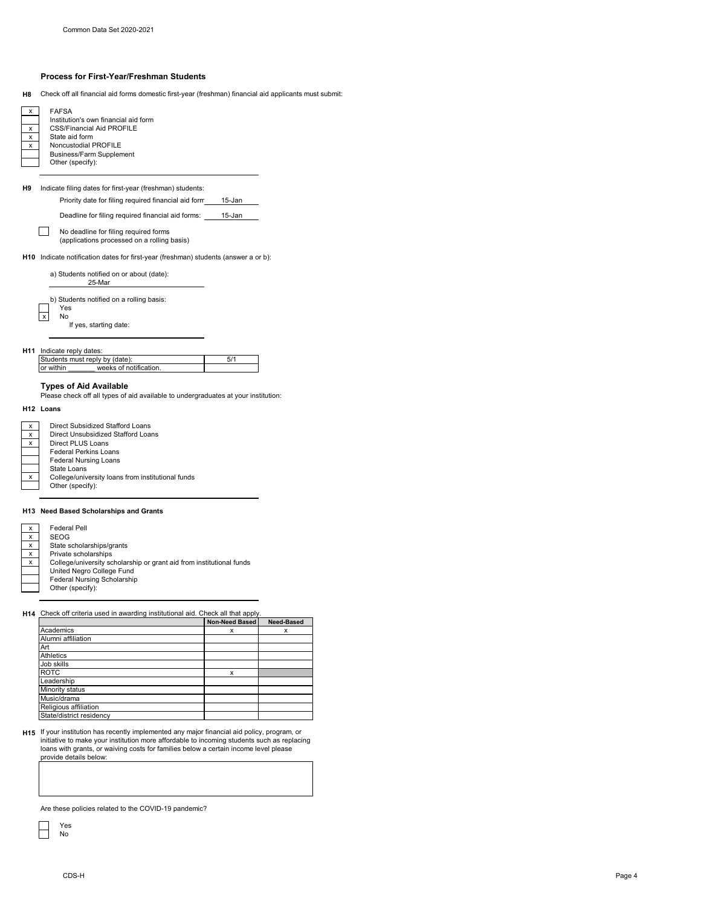## Process for First-Year/Freshman Students

**H8** Check off all financial aid forms domestic first-year (freshman) financial aid applicants must submit:

| | |
|---|---|
| x | FAFSA |
| | Institution's own financial aid form |
| x | CSS/Financial Aid PROFILE |
| x | State aid form |
| x | Noncustodial PROFILE |
| | Business/Farm Supplement |
| | Other (specify): |

**H9** Indicate filing dates for first-year (freshman) students:

Priority date for filing required financial aid form: 15-Jan

Deadline for filing required financial aid forms: 15-Jan

☐ No deadline for filing required forms (applications processed on a rolling basis)

**H10** Indicate notification dates for first-year (freshman) students (answer a or b):

a) Students notified on or about (date): 25-Mar

b) Students notified on a rolling basis:

| | |
|---|---|
| | Yes |
| x | No |

If yes, starting date:

**H11** Indicate reply dates:

| | |
|---|---|
| Students must reply by (date): | 5/1 |
| or within _______ weeks of notification. | |

## Types of Aid Available

Please check off all types of aid available to undergraduates at your institution:

**H12 Loans**

| | |
|---|---|
| x | Direct Subsidized Stafford Loans |
| x | Direct Unsubsidized Stafford Loans |
| x | Direct PLUS Loans |
| | Federal Perkins Loans |
| | Federal Nursing Loans |
| | State Loans |
| x | College/university loans from institutional funds |
| | Other (specify): |

**H13 Need Based Scholarships and Grants**

| | |
|---|---|
| x | Federal Pell |
| x | SEOG |
| x | State scholarships/grants |
| x | Private scholarships |
| x | College/university scholarship or grant aid from institutional funds |
| | United Negro College Fund |
| | Federal Nursing Scholarship |
| | Other (specify): |

**H14** Check off criteria used in awarding institutional aid. Check all that apply.

| | Non-Need Based | Need-Based |
|---|---|---|
| Academics | x | x |
| Alumni affiliation | | |
| Art | | |
| Athletics | | |
| Job skills | | |
| ROTC | x | |
| Leadership | | |
| Minority status | | |
| Music/drama | | |
| Religious affiliation | | |
| State/district residency | | |

**H15** If your institution has recently implemented any major financial aid policy, program, or initiative to make your institution more affordable to incoming students such as replacing loans with grants, or waiving costs for families below a certain income level please provide details below:

Are these policies related to the COVID-19 pandemic?

| | |
|---|---|
| | Yes |
| | No |